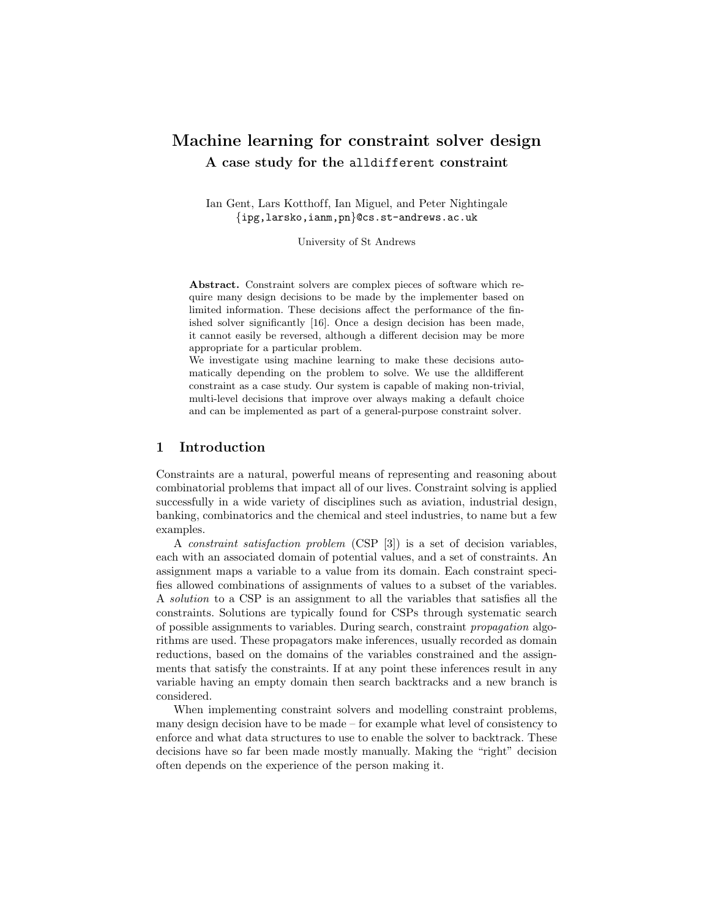# Machine learning for constraint solver design

## A case study for the `alldifferent` constraint

Ian Gent, Lars Kotthoff, Ian Miguel, and Peter Nightingale
{ipg,larsko,ianm,pn}@cs.st-andrews.ac.uk

University of St Andrews

**Abstract.** Constraint solvers are complex pieces of software which require many design decisions to be made by the implementer based on limited information. These decisions affect the performance of the finished solver significantly [16]. Once a design decision has been made, it cannot easily be reversed, although a different decision may be more appropriate for a particular problem.
We investigate using machine learning to make these decisions automatically depending on the problem to solve. We use the alldifferent constraint as a case study. Our system is capable of making non-trivial, multi-level decisions that improve over always making a default choice and can be implemented as part of a general-purpose constraint solver.

## 1 Introduction

Constraints are a natural, powerful means of representing and reasoning about combinatorial problems that impact all of our lives. Constraint solving is applied successfully in a wide variety of disciplines such as aviation, industrial design, banking, combinatorics and the chemical and steel industries, to name but a few examples.

A *constraint satisfaction problem* (CSP [3]) is a set of decision variables, each with an associated domain of potential values, and a set of constraints. An assignment maps a variable to a value from its domain. Each constraint specifies allowed combinations of assignments of values to a subset of the variables. A *solution* to a CSP is an assignment to all the variables that satisfies all the constraints. Solutions are typically found for CSPs through systematic search of possible assignments to variables. During search, constraint *propagation* algorithms are used. These propagators make inferences, usually recorded as domain reductions, based on the domains of the variables constrained and the assignments that satisfy the constraints. If at any point these inferences result in any variable having an empty domain then search backtracks and a new branch is considered.

When implementing constraint solvers and modelling constraint problems, many design decision have to be made – for example what level of consistency to enforce and what data structures to use to enable the solver to backtrack. These decisions have so far been made mostly manually. Making the "right" decision often depends on the experience of the person making it.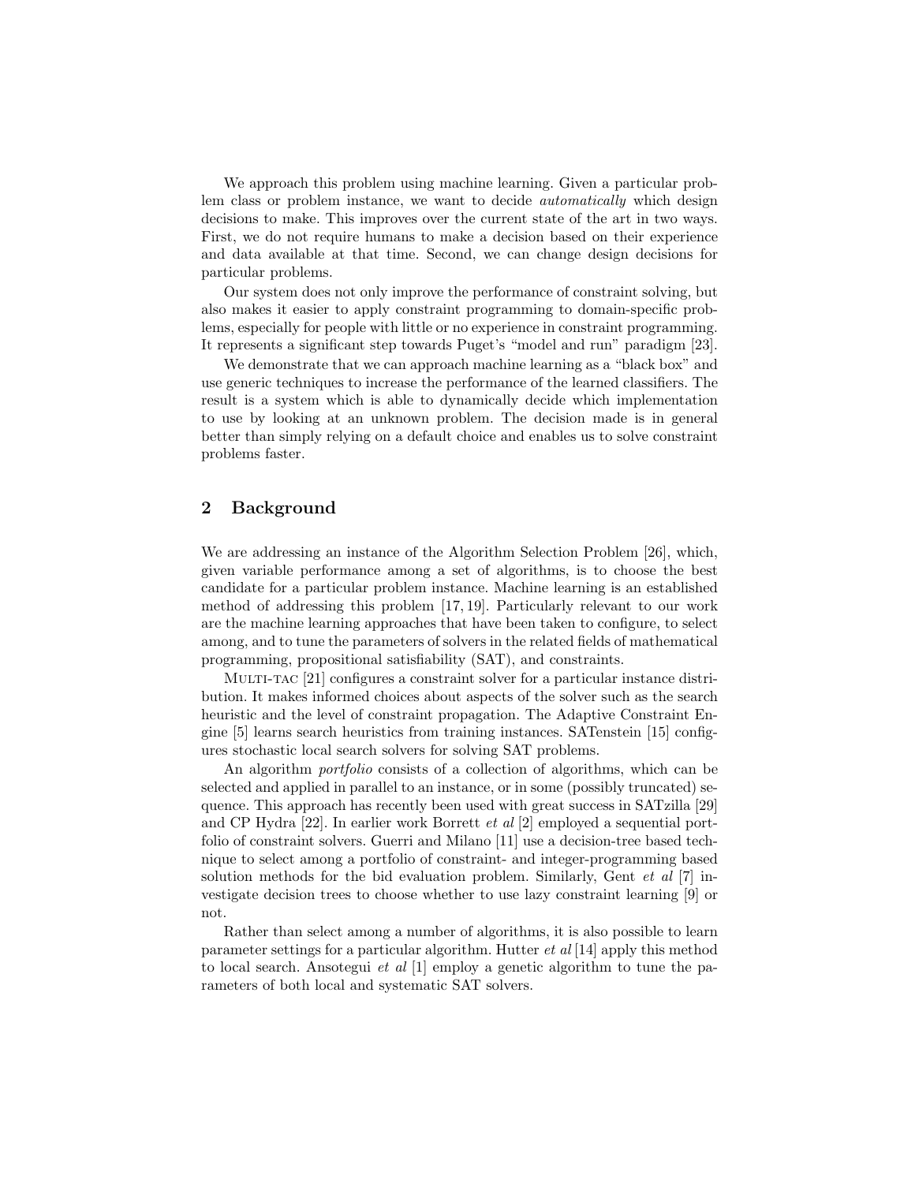We approach this problem using machine learning. Given a particular problem class or problem instance, we want to decide *automatically* which design decisions to make. This improves over the current state of the art in two ways. First, we do not require humans to make a decision based on their experience and data available at that time. Second, we can change design decisions for particular problems.

Our system does not only improve the performance of constraint solving, but also makes it easier to apply constraint programming to domain-specific problems, especially for people with little or no experience in constraint programming. It represents a significant step towards Puget's "model and run" paradigm [23].

We demonstrate that we can approach machine learning as a "black box" and use generic techniques to increase the performance of the learned classifiers. The result is a system which is able to dynamically decide which implementation to use by looking at an unknown problem. The decision made is in general better than simply relying on a default choice and enables us to solve constraint problems faster.

## 2 Background

We are addressing an instance of the Algorithm Selection Problem [26], which, given variable performance among a set of algorithms, is to choose the best candidate for a particular problem instance. Machine learning is an established method of addressing this problem [17, 19]. Particularly relevant to our work are the machine learning approaches that have been taken to configure, to select among, and to tune the parameters of solvers in the related fields of mathematical programming, propositional satisfiability (SAT), and constraints.

Multi-tac [21] configures a constraint solver for a particular instance distribution. It makes informed choices about aspects of the solver such as the search heuristic and the level of constraint propagation. The Adaptive Constraint Engine [5] learns search heuristics from training instances. SATenstein [15] configures stochastic local search solvers for solving SAT problems.

An algorithm *portfolio* consists of a collection of algorithms, which can be selected and applied in parallel to an instance, or in some (possibly truncated) sequence. This approach has recently been used with great success in SATzilla [29] and CP Hydra [22]. In earlier work Borrett *et al* [2] employed a sequential portfolio of constraint solvers. Guerri and Milano [11] use a decision-tree based technique to select among a portfolio of constraint- and integer-programming based solution methods for the bid evaluation problem. Similarly, Gent *et al* [7] investigate decision trees to choose whether to use lazy constraint learning [9] or not.

Rather than select among a number of algorithms, it is also possible to learn parameter settings for a particular algorithm. Hutter *et al* [14] apply this method to local search. Ansotegui *et al* [1] employ a genetic algorithm to tune the parameters of both local and systematic SAT solvers.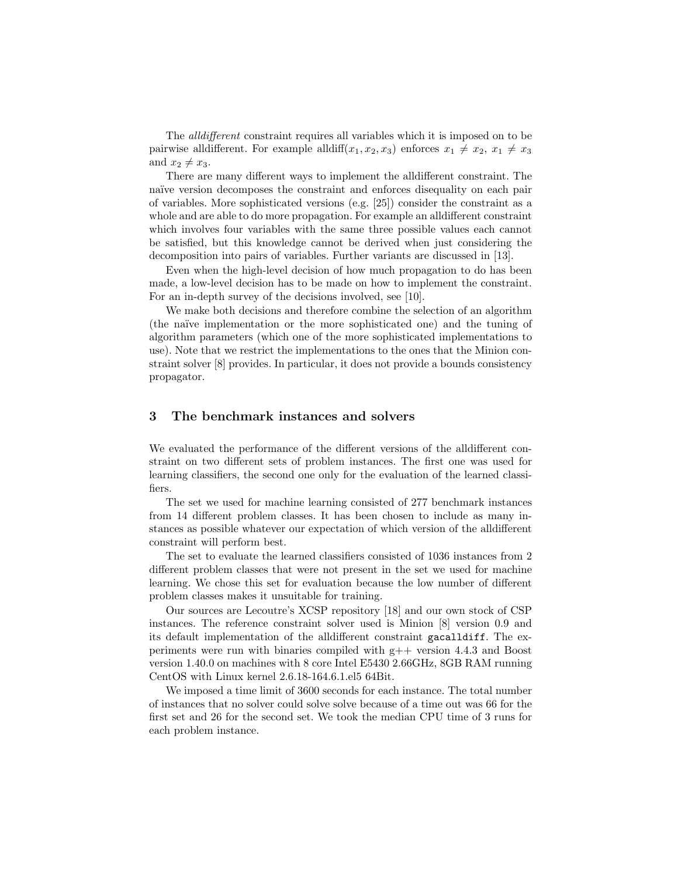The *alldifferent* constraint requires all variables which it is imposed on to be pairwise alldifferent. For example alldiff$(x_1, x_2, x_3)$ enforces $x_1 \neq x_2$, $x_1 \neq x_3$ and $x_2 \neq x_3$.

There are many different ways to implement the alldifferent constraint. The naïve version decomposes the constraint and enforces disequality on each pair of variables. More sophisticated versions (e.g. [25]) consider the constraint as a whole and are able to do more propagation. For example an alldifferent constraint which involves four variables with the same three possible values each cannot be satisfied, but this knowledge cannot be derived when just considering the decomposition into pairs of variables. Further variants are discussed in [13].

Even when the high-level decision of how much propagation to do has been made, a low-level decision has to be made on how to implement the constraint. For an in-depth survey of the decisions involved, see [10].

We make both decisions and therefore combine the selection of an algorithm (the naïve implementation or the more sophisticated one) and the tuning of algorithm parameters (which one of the more sophisticated implementations to use). Note that we restrict the implementations to the ones that the Minion constraint solver [8] provides. In particular, it does not provide a bounds consistency propagator.

## 3 The benchmark instances and solvers

We evaluated the performance of the different versions of the alldifferent constraint on two different sets of problem instances. The first one was used for learning classifiers, the second one only for the evaluation of the learned classifiers.

The set we used for machine learning consisted of 277 benchmark instances from 14 different problem classes. It has been chosen to include as many instances as possible whatever our expectation of which version of the alldifferent constraint will perform best.

The set to evaluate the learned classifiers consisted of 1036 instances from 2 different problem classes that were not present in the set we used for machine learning. We chose this set for evaluation because the low number of different problem classes makes it unsuitable for training.

Our sources are Lecoutre's XCSP repository [18] and our own stock of CSP instances. The reference constraint solver used is Minion [8] version 0.9 and its default implementation of the alldifferent constraint `gacalldiff`. The experiments were run with binaries compiled with g++ version 4.4.3 and Boost version 1.40.0 on machines with 8 core Intel E5430 2.66GHz, 8GB RAM running CentOS with Linux kernel 2.6.18-164.6.1.el5 64Bit.

We imposed a time limit of 3600 seconds for each instance. The total number of instances that no solver could solve solve because of a time out was 66 for the first set and 26 for the second set. We took the median CPU time of 3 runs for each problem instance.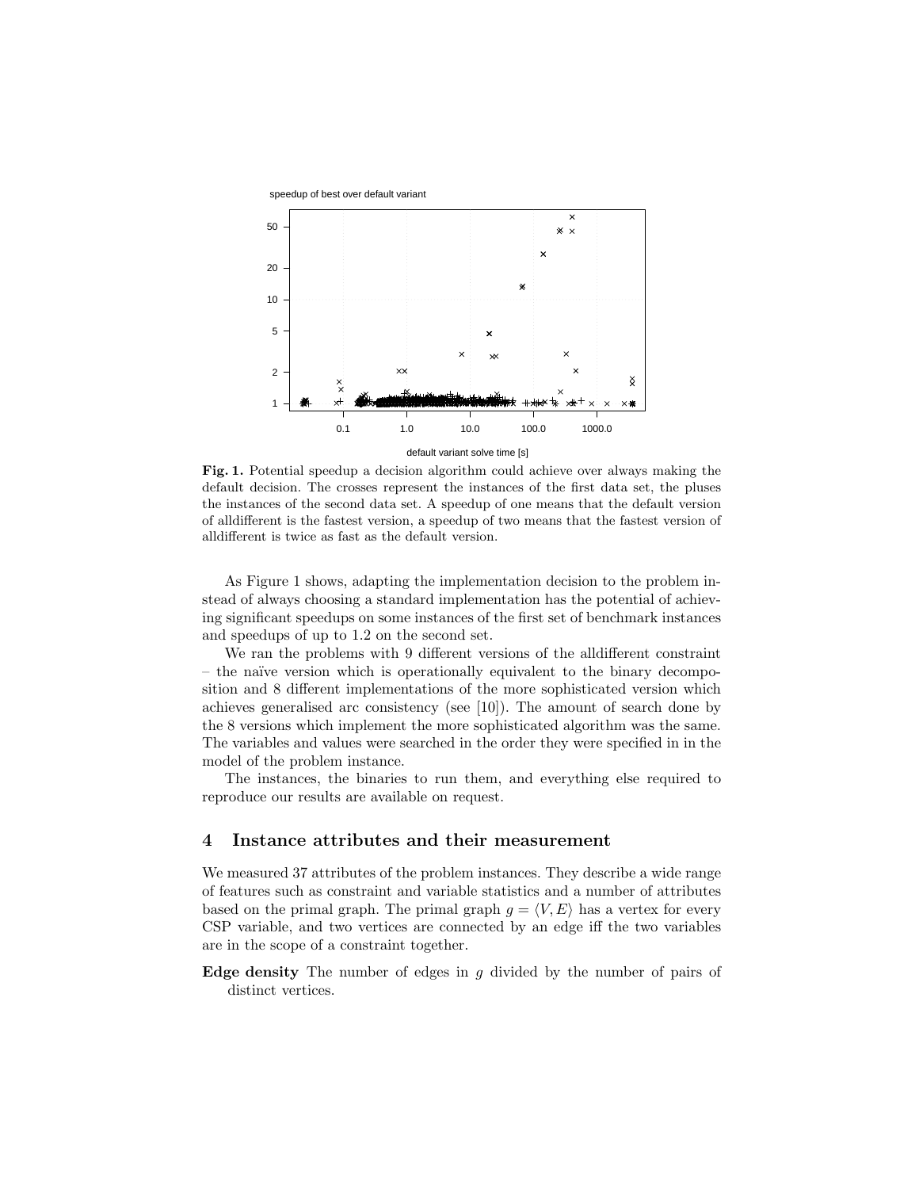**Fig. 1.** Potential speedup a decision algorithm could achieve over always making the default decision. The crosses represent the instances of the first data set, the pluses the instances of the second data set. A speedup of one means that the default version of alldifferent is the fastest version, a speedup of two means that the fastest version of alldifferent is twice as fast as the default version.

As Figure 1 shows, adapting the implementation decision to the problem instead of always choosing a standard implementation has the potential of achieving significant speedups on some instances of the first set of benchmark instances and speedups of up to 1.2 on the second set.

We ran the problems with 9 different versions of the alldifferent constraint – the naïve version which is operationally equivalent to the binary decomposition and 8 different implementations of the more sophisticated version which achieves generalised arc consistency (see [10]). The amount of search done by the 8 versions which implement the more sophisticated algorithm was the same. The variables and values were searched in the order they were specified in in the model of the problem instance.

The instances, the binaries to run them, and everything else required to reproduce our results are available on request.

## 4 Instance attributes and their measurement

We measured 37 attributes of the problem instances. They describe a wide range of features such as constraint and variable statistics and a number of attributes based on the primal graph. The primal graph $g = \langle V, E \rangle$ has a vertex for every CSP variable, and two vertices are connected by an edge iff the two variables are in the scope of a constraint together.

**Edge density** The number of edges in $g$ divided by the number of pairs of distinct vertices.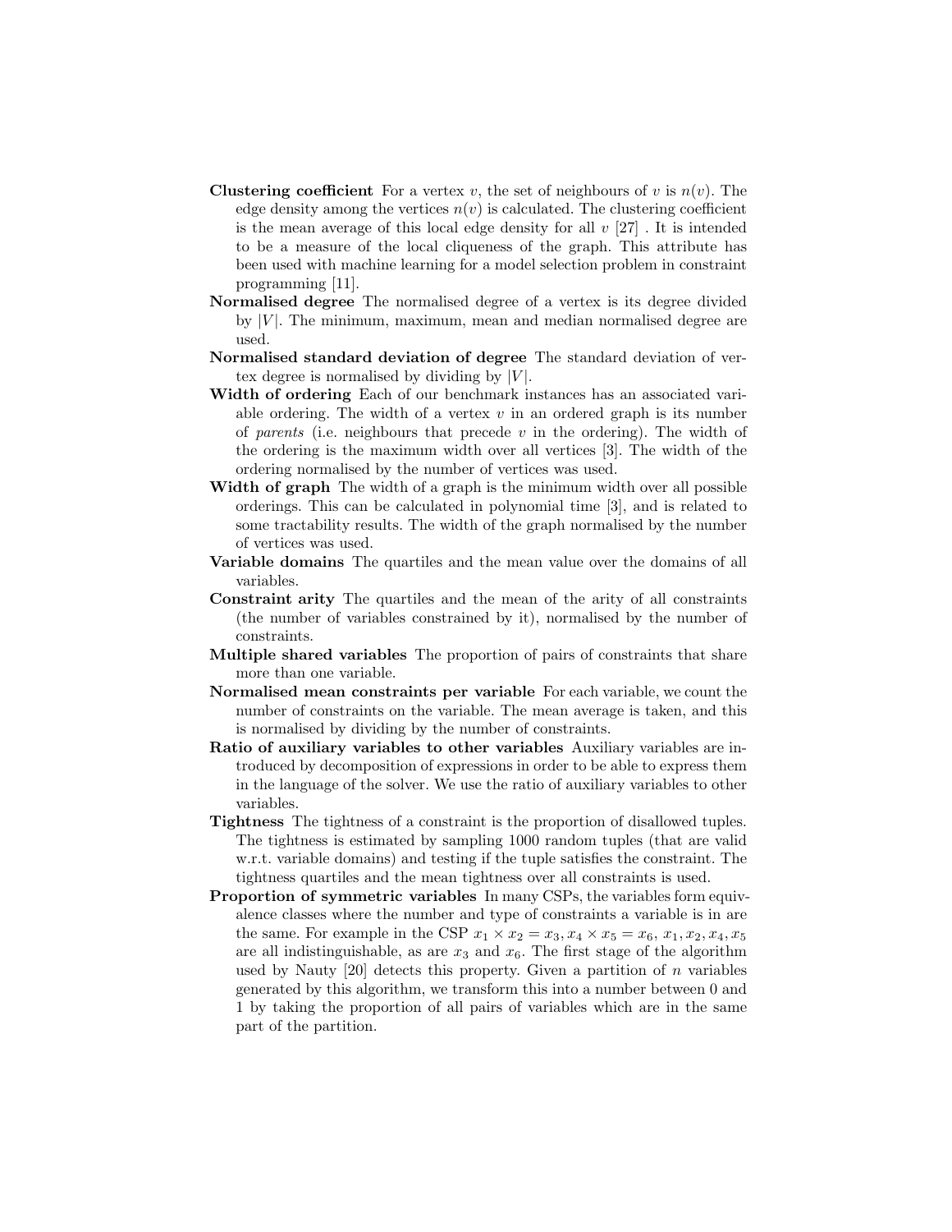**Clustering coefficient** For a vertex $v$, the set of neighbours of $v$ is $n(v)$. The edge density among the vertices $n(v)$ is calculated. The clustering coefficient is the mean average of this local edge density for all $v$ [27] . It is intended to be a measure of the local cliqueness of the graph. This attribute has been used with machine learning for a model selection problem in constraint programming [11].

**Normalised degree** The normalised degree of a vertex is its degree divided by $|V|$. The minimum, maximum, mean and median normalised degree are used.

**Normalised standard deviation of degree** The standard deviation of vertex degree is normalised by dividing by $|V|$.

**Width of ordering** Each of our benchmark instances has an associated variable ordering. The width of a vertex $v$ in an ordered graph is its number of *parents* (i.e. neighbours that precede $v$ in the ordering). The width of the ordering is the maximum width over all vertices [3]. The width of the ordering normalised by the number of vertices was used.

**Width of graph** The width of a graph is the minimum width over all possible orderings. This can be calculated in polynomial time [3], and is related to some tractability results. The width of the graph normalised by the number of vertices was used.

**Variable domains** The quartiles and the mean value over the domains of all variables.

**Constraint arity** The quartiles and the mean of the arity of all constraints (the number of variables constrained by it), normalised by the number of constraints.

**Multiple shared variables** The proportion of pairs of constraints that share more than one variable.

**Normalised mean constraints per variable** For each variable, we count the number of constraints on the variable. The mean average is taken, and this is normalised by dividing by the number of constraints.

**Ratio of auxiliary variables to other variables** Auxiliary variables are introduced by decomposition of expressions in order to be able to express them in the language of the solver. We use the ratio of auxiliary variables to other variables.

**Tightness** The tightness of a constraint is the proportion of disallowed tuples. The tightness is estimated by sampling 1000 random tuples (that are valid w.r.t. variable domains) and testing if the tuple satisfies the constraint. The tightness quartiles and the mean tightness over all constraints is used.

**Proportion of symmetric variables** In many CSPs, the variables form equivalence classes where the number and type of constraints a variable is in are the same. For example in the CSP $x_1 \times x_2 = x_3, x_4 \times x_5 = x_6$, $x_1, x_2, x_4, x_5$ are all indistinguishable, as are $x_3$ and $x_6$. The first stage of the algorithm used by Nauty [20] detects this property. Given a partition of $n$ variables generated by this algorithm, we transform this into a number between 0 and 1 by taking the proportion of all pairs of variables which are in the same part of the partition.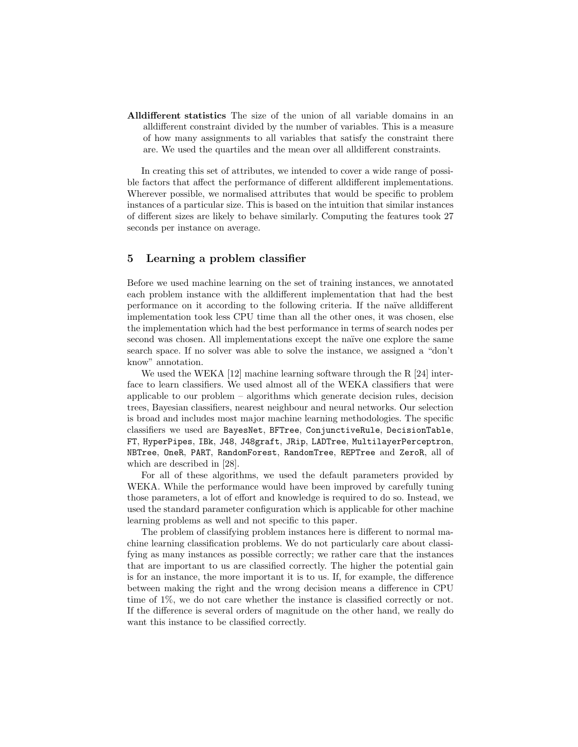**Alldifferent statistics** The size of the union of all variable domains in an alldifferent constraint divided by the number of variables. This is a measure of how many assignments to all variables that satisfy the constraint there are. We used the quartiles and the mean over all alldifferent constraints.

In creating this set of attributes, we intended to cover a wide range of possible factors that affect the performance of different alldifferent implementations. Wherever possible, we normalised attributes that would be specific to problem instances of a particular size. This is based on the intuition that similar instances of different sizes are likely to behave similarly. Computing the features took 27 seconds per instance on average.

## 5 Learning a problem classifier

Before we used machine learning on the set of training instances, we annotated each problem instance with the alldifferent implementation that had the best performance on it according to the following criteria. If the naïve alldifferent implementation took less CPU time than all the other ones, it was chosen, else the implementation which had the best performance in terms of search nodes per second was chosen. All implementations except the naïve one explore the same search space. If no solver was able to solve the instance, we assigned a "don't know" annotation.

We used the WEKA [12] machine learning software through the R [24] interface to learn classifiers. We used almost all of the WEKA classifiers that were applicable to our problem – algorithms which generate decision rules, decision trees, Bayesian classifiers, nearest neighbour and neural networks. Our selection is broad and includes most major machine learning methodologies. The specific classifiers we used are `BayesNet`, `BFTree`, `ConjunctiveRule`, `DecisionTable`, `FT`, `HyperPipes`, `IBk`, `J48`, `J48graft`, `JRip`, `LADTree`, `MultilayerPerceptron`, `NBTree`, `OneR`, `PART`, `RandomForest`, `RandomTree`, `REPTree` and `ZeroR`, all of which are described in [28].

For all of these algorithms, we used the default parameters provided by WEKA. While the performance would have been improved by carefully tuning those parameters, a lot of effort and knowledge is required to do so. Instead, we used the standard parameter configuration which is applicable for other machine learning problems as well and not specific to this paper.

The problem of classifying problem instances here is different to normal machine learning classification problems. We do not particularly care about classifying as many instances as possible correctly; we rather care that the instances that are important to us are classified correctly. The higher the potential gain is for an instance, the more important it is to us. If, for example, the difference between making the right and the wrong decision means a difference in CPU time of 1%, we do not care whether the instance is classified correctly or not. If the difference is several orders of magnitude on the other hand, we really do want this instance to be classified correctly.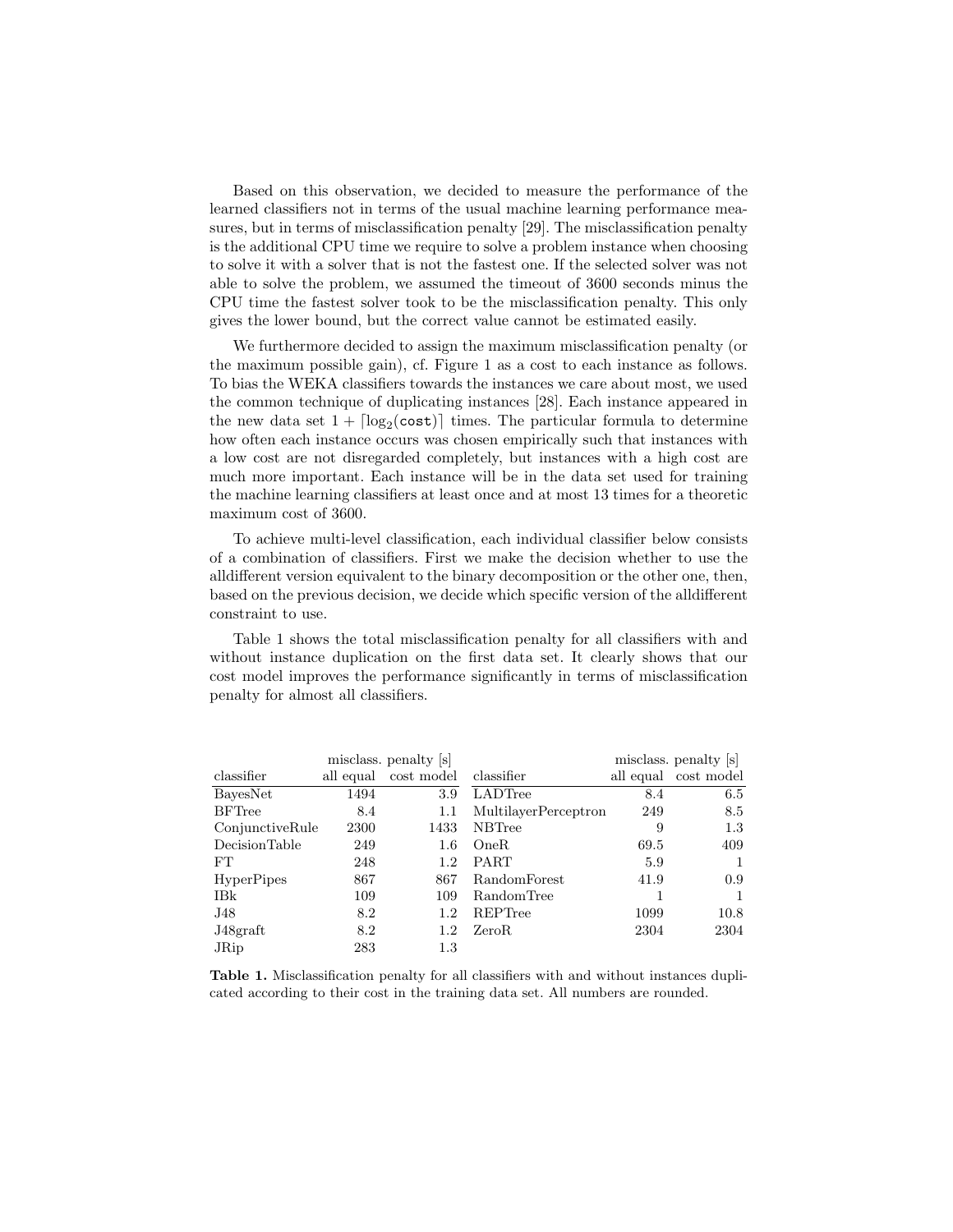Based on this observation, we decided to measure the performance of the learned classifiers not in terms of the usual machine learning performance measures, but in terms of misclassification penalty [29]. The misclassification penalty is the additional CPU time we require to solve a problem instance when choosing to solve it with a solver that is not the fastest one. If the selected solver was not able to solve the problem, we assumed the timeout of 3600 seconds minus the CPU time the fastest solver took to be the misclassification penalty. This only gives the lower bound, but the correct value cannot be estimated easily.

We furthermore decided to assign the maximum misclassification penalty (or the maximum possible gain), cf. Figure 1 as a cost to each instance as follows. To bias the WEKA classifiers towards the instances we care about most, we used the common technique of duplicating instances [28]. Each instance appeared in the new data set $1 + \lceil \log_2(\texttt{cost}) \rceil$ times. The particular formula to determine how often each instance occurs was chosen empirically such that instances with a low cost are not disregarded completely, but instances with a high cost are much more important. Each instance will be in the data set used for training the machine learning classifiers at least once and at most 13 times for a theoretic maximum cost of 3600.

To achieve multi-level classification, each individual classifier below consists of a combination of classifiers. First we make the decision whether to use the alldifferent version equivalent to the binary decomposition or the other one, then, based on the previous decision, we decide which specific version of the alldifferent constraint to use.

Table 1 shows the total misclassification penalty for all classifiers with and without instance duplication on the first data set. It clearly shows that our cost model improves the performance significantly in terms of misclassification penalty for almost all classifiers.

| | misclass. penalty [s] | | | misclass. penalty [s] | |
|---|---|---|---|---|---|
| classifier | all equal | cost model | classifier | all equal | cost model |
| BayesNet | 1494 | 3.9 | LADTree | 8.4 | 6.5 |
| BFTree | 8.4 | 1.1 | MultilayerPerceptron | 249 | 8.5 |
| ConjunctiveRule | 2300 | 1433 | NBTree | 9 | 1.3 |
| DecisionTable | 249 | 1.6 | OneR | 69.5 | 409 |
| FT | 248 | 1.2 | PART | 5.9 | 1 |
| HyperPipes | 867 | 867 | RandomForest | 41.9 | 0.9 |
| IBk | 109 | 109 | RandomTree | 1 | 1 |
| J48 | 8.2 | 1.2 | REPTree | 1099 | 10.8 |
| J48graft | 8.2 | 1.2 | ZeroR | 2304 | 2304 |
| JRip | 283 | 1.3 | | | |

**Table 1.** Misclassification penalty for all classifiers with and without instances duplicated according to their cost in the training data set. All numbers are rounded.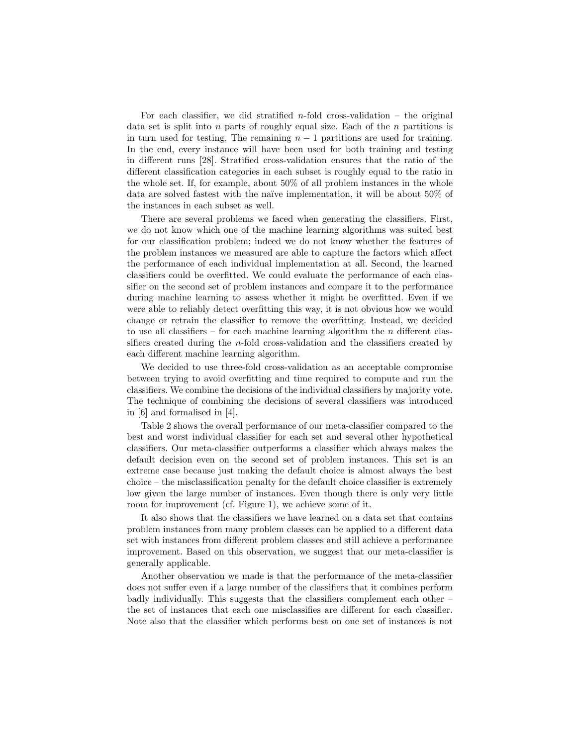For each classifier, we did stratified $n$-fold cross-validation – the original data set is split into $n$ parts of roughly equal size. Each of the $n$ partitions is in turn used for testing. The remaining $n - 1$ partitions are used for training. In the end, every instance will have been used for both training and testing in different runs [28]. Stratified cross-validation ensures that the ratio of the different classification categories in each subset is roughly equal to the ratio in the whole set. If, for example, about 50% of all problem instances in the whole data are solved fastest with the naïve implementation, it will be about 50% of the instances in each subset as well.

There are several problems we faced when generating the classifiers. First, we do not know which one of the machine learning algorithms was suited best for our classification problem; indeed we do not know whether the features of the problem instances we measured are able to capture the factors which affect the performance of each individual implementation at all. Second, the learned classifiers could be overfitted. We could evaluate the performance of each classifier on the second set of problem instances and compare it to the performance during machine learning to assess whether it might be overfitted. Even if we were able to reliably detect overfitting this way, it is not obvious how we would change or retrain the classifier to remove the overfitting. Instead, we decided to use all classifiers – for each machine learning algorithm the $n$ different classifiers created during the $n$-fold cross-validation and the classifiers created by each different machine learning algorithm.

We decided to use three-fold cross-validation as an acceptable compromise between trying to avoid overfitting and time required to compute and run the classifiers. We combine the decisions of the individual classifiers by majority vote. The technique of combining the decisions of several classifiers was introduced in [6] and formalised in [4].

Table 2 shows the overall performance of our meta-classifier compared to the best and worst individual classifier for each set and several other hypothetical classifiers. Our meta-classifier outperforms a classifier which always makes the default decision even on the second set of problem instances. This set is an extreme case because just making the default choice is almost always the best choice – the misclassification penalty for the default choice classifier is extremely low given the large number of instances. Even though there is only very little room for improvement (cf. Figure 1), we achieve some of it.

It also shows that the classifiers we have learned on a data set that contains problem instances from many problem classes can be applied to a different data set with instances from different problem classes and still achieve a performance improvement. Based on this observation, we suggest that our meta-classifier is generally applicable.

Another observation we made is that the performance of the meta-classifier does not suffer even if a large number of the classifiers that it combines perform badly individually. This suggests that the classifiers complement each other – the set of instances that each one misclassifies are different for each classifier. Note also that the classifier which performs best on one set of instances is not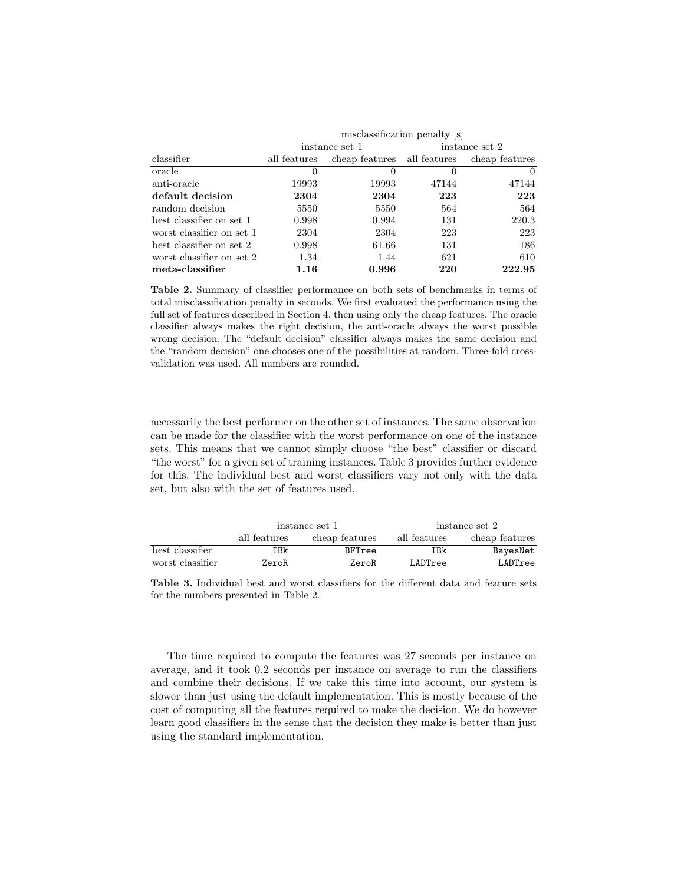| | misclassification penalty [s] | | | |
|---|---|---|---|---|
| | instance set 1 | | instance set 2 | |
| classifier | all features | cheap features | all features | cheap features |
| oracle | 0 | 0 | 0 | 0 |
| anti-oracle | 19993 | 19993 | 47144 | 47144 |
| **default decision** | **2304** | **2304** | **223** | **223** |
| random decision | 5550 | 5550 | 564 | 564 |
| best classifier on set 1 | 0.998 | 0.994 | 131 | 220.3 |
| worst classifier on set 1 | 2304 | 2304 | 223 | 223 |
| best classifier on set 2 | 0.998 | 61.66 | 131 | 186 |
| worst classifier on set 2 | 1.34 | 1.44 | 621 | 610 |
| **meta-classifier** | **1.16** | **0.996** | **220** | **222.95** |

**Table 2.** Summary of classifier performance on both sets of benchmarks in terms of total misclassification penalty in seconds. We first evaluated the performance using the full set of features described in Section 4, then using only the cheap features. The oracle classifier always makes the right decision, the anti-oracle always the worst possible wrong decision. The "default decision" classifier always makes the same decision and the "random decision" one chooses one of the possibilities at random. Three-fold cross-validation was used. All numbers are rounded.

necessarily the best performer on the other set of instances. The same observation can be made for the classifier with the worst performance on one of the instance sets. This means that we cannot simply choose "the best" classifier or discard "the worst" for a given set of training instances. Table 3 provides further evidence for this. The individual best and worst classifiers vary not only with the data set, but also with the set of features used.

| | instance set 1 | | instance set 2 | |
|---|---|---|---|---|
| | all features | cheap features | all features | cheap features |
| best classifier | `IBk` | `BFTree` | `IBk` | `BayesNet` |
| worst classifier | `ZeroR` | `ZeroR` | `LADTree` | `LADTree` |

**Table 3.** Individual best and worst classifiers for the different data and feature sets for the numbers presented in Table 2.

The time required to compute the features was 27 seconds per instance on average, and it took 0.2 seconds per instance on average to run the classifiers and combine their decisions. If we take this time into account, our system is slower than just using the default implementation. This is mostly because of the cost of computing all the features required to make the decision. We do however learn good classifiers in the sense that the decision they make is better than just using the standard implementation.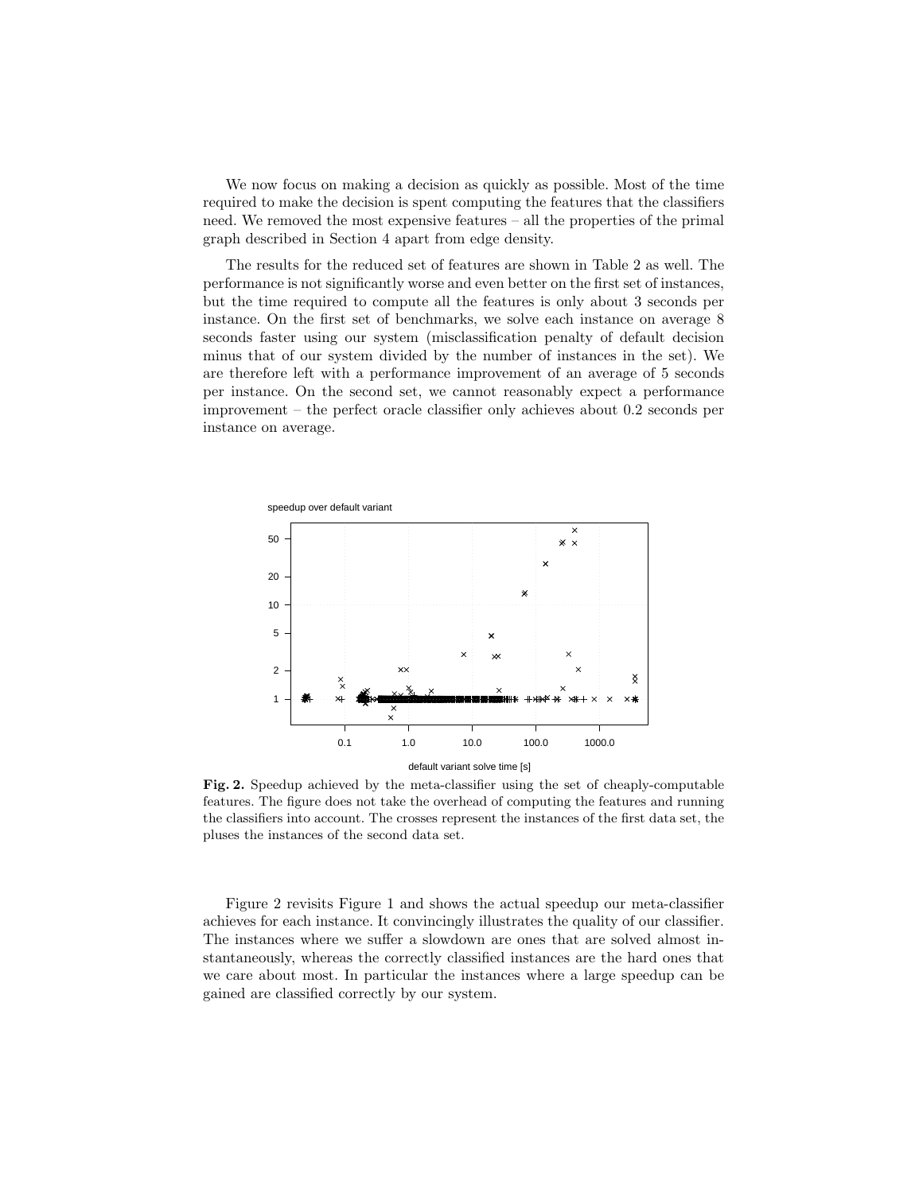We now focus on making a decision as quickly as possible. Most of the time required to make the decision is spent computing the features that the classifiers need. We removed the most expensive features – all the properties of the primal graph described in Section 4 apart from edge density.

The results for the reduced set of features are shown in Table 2 as well. The performance is not significantly worse and even better on the first set of instances, but the time required to compute all the features is only about 3 seconds per instance. On the first set of benchmarks, we solve each instance on average 8 seconds faster using our system (misclassification penalty of default decision minus that of our system divided by the number of instances in the set). We are therefore left with a performance improvement of an average of 5 seconds per instance. On the second set, we cannot reasonably expect a performance improvement – the perfect oracle classifier only achieves about 0.2 seconds per instance on average.

**Fig. 2.** Speedup achieved by the meta-classifier using the set of cheaply-computable features. The figure does not take the overhead of computing the features and running the classifiers into account. The crosses represent the instances of the first data set, the pluses the instances of the second data set.

Figure 2 revisits Figure 1 and shows the actual speedup our meta-classifier achieves for each instance. It convincingly illustrates the quality of our classifier. The instances where we suffer a slowdown are ones that are solved almost instantaneously, whereas the correctly classified instances are the hard ones that we care about most. In particular the instances where a large speedup can be gained are classified correctly by our system.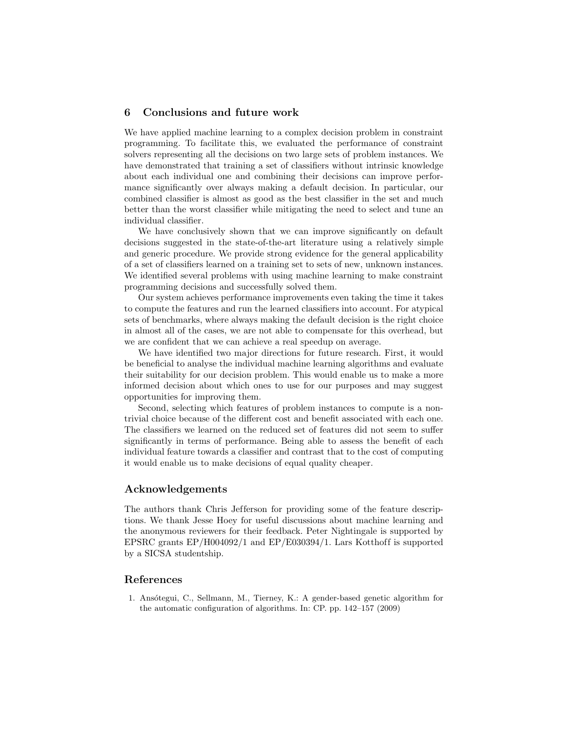## 6 Conclusions and future work

We have applied machine learning to a complex decision problem in constraint programming. To facilitate this, we evaluated the performance of constraint solvers representing all the decisions on two large sets of problem instances. We have demonstrated that training a set of classifiers without intrinsic knowledge about each individual one and combining their decisions can improve performance significantly over always making a default decision. In particular, our combined classifier is almost as good as the best classifier in the set and much better than the worst classifier while mitigating the need to select and tune an individual classifier.

We have conclusively shown that we can improve significantly on default decisions suggested in the state-of-the-art literature using a relatively simple and generic procedure. We provide strong evidence for the general applicability of a set of classifiers learned on a training set to sets of new, unknown instances. We identified several problems with using machine learning to make constraint programming decisions and successfully solved them.

Our system achieves performance improvements even taking the time it takes to compute the features and run the learned classifiers into account. For atypical sets of benchmarks, where always making the default decision is the right choice in almost all of the cases, we are not able to compensate for this overhead, but we are confident that we can achieve a real speedup on average.

We have identified two major directions for future research. First, it would be beneficial to analyse the individual machine learning algorithms and evaluate their suitability for our decision problem. This would enable us to make a more informed decision about which ones to use for our purposes and may suggest opportunities for improving them.

Second, selecting which features of problem instances to compute is a non-trivial choice because of the different cost and benefit associated with each one. The classifiers we learned on the reduced set of features did not seem to suffer significantly in terms of performance. Being able to assess the benefit of each individual feature towards a classifier and contrast that to the cost of computing it would enable us to make decisions of equal quality cheaper.

### Acknowledgements

The authors thank Chris Jefferson for providing some of the feature descriptions. We thank Jesse Hoey for useful discussions about machine learning and the anonymous reviewers for their feedback. Peter Nightingale is supported by EPSRC grants EP/H004092/1 and EP/E030394/1. Lars Kotthoff is supported by a SICSA studentship.

### References

1. Ansótegui, C., Sellmann, M., Tierney, K.: A gender-based genetic algorithm for the automatic configuration of algorithms. In: CP. pp. 142–157 (2009)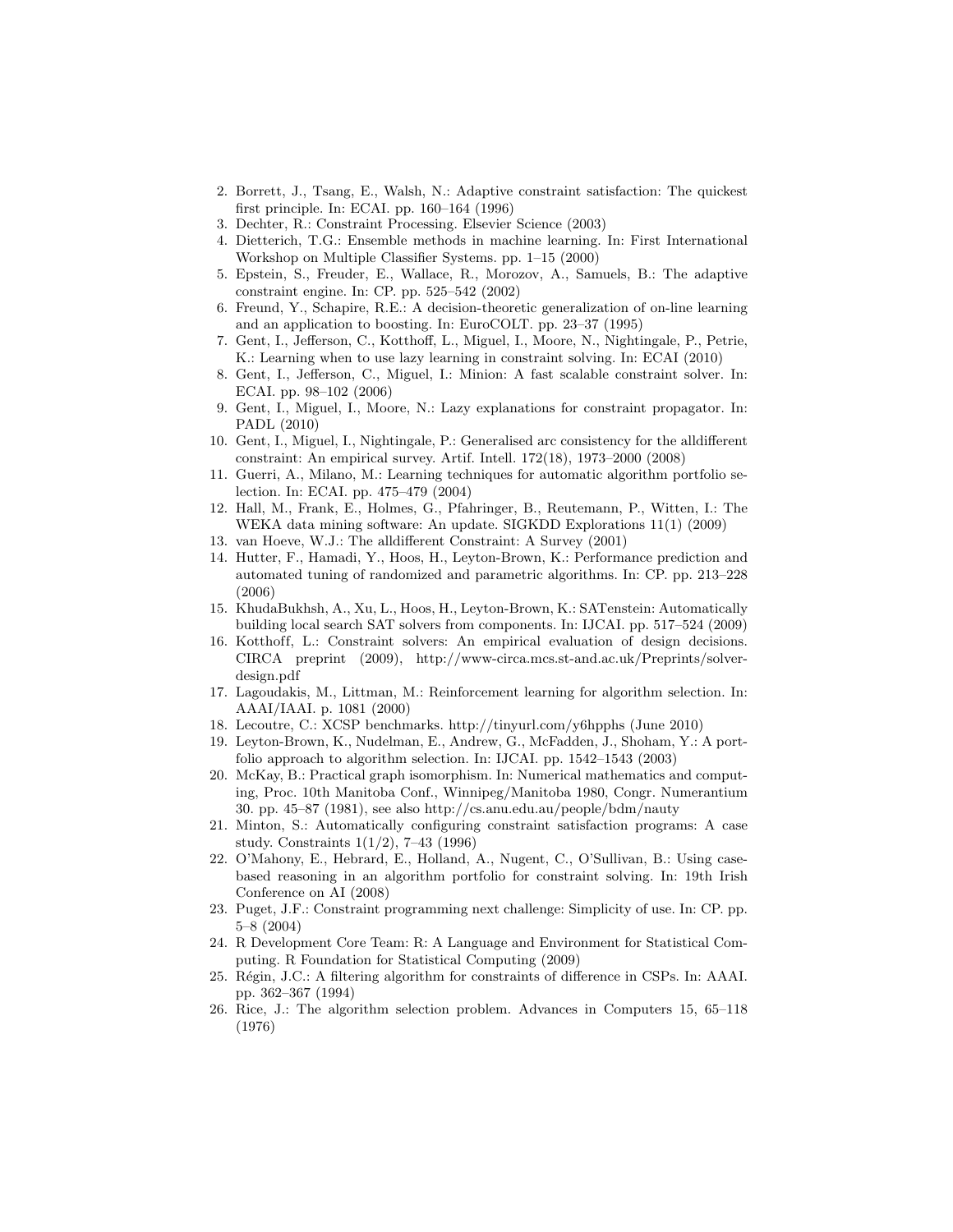2. Borrett, J., Tsang, E., Walsh, N.: Adaptive constraint satisfaction: The quickest first principle. In: ECAI. pp. 160–164 (1996)
3. Dechter, R.: Constraint Processing. Elsevier Science (2003)
4. Dietterich, T.G.: Ensemble methods in machine learning. In: First International Workshop on Multiple Classifier Systems. pp. 1–15 (2000)
5. Epstein, S., Freuder, E., Wallace, R., Morozov, A., Samuels, B.: The adaptive constraint engine. In: CP. pp. 525–542 (2002)
6. Freund, Y., Schapire, R.E.: A decision-theoretic generalization of on-line learning and an application to boosting. In: EuroCOLT. pp. 23–37 (1995)
7. Gent, I., Jefferson, C., Kotthoff, L., Miguel, I., Moore, N., Nightingale, P., Petrie, K.: Learning when to use lazy learning in constraint solving. In: ECAI (2010)
8. Gent, I., Jefferson, C., Miguel, I.: Minion: A fast scalable constraint solver. In: ECAI. pp. 98–102 (2006)
9. Gent, I., Miguel, I., Moore, N.: Lazy explanations for constraint propagator. In: PADL (2010)
10. Gent, I., Miguel, I., Nightingale, P.: Generalised arc consistency for the alldifferent constraint: An empirical survey. Artif. Intell. 172(18), 1973–2000 (2008)
11. Guerri, A., Milano, M.: Learning techniques for automatic algorithm portfolio selection. In: ECAI. pp. 475–479 (2004)
12. Hall, M., Frank, E., Holmes, G., Pfahringer, B., Reutemann, P., Witten, I.: The WEKA data mining software: An update. SIGKDD Explorations 11(1) (2009)
13. van Hoeve, W.J.: The alldifferent Constraint: A Survey (2001)
14. Hutter, F., Hamadi, Y., Hoos, H., Leyton-Brown, K.: Performance prediction and automated tuning of randomized and parametric algorithms. In: CP. pp. 213–228 (2006)
15. KhudaBukhsh, A., Xu, L., Hoos, H., Leyton-Brown, K.: SATenstein: Automatically building local search SAT solvers from components. In: IJCAI. pp. 517–524 (2009)
16. Kotthoff, L.: Constraint solvers: An empirical evaluation of design decisions. CIRCA preprint (2009), http://www-circa.mcs.st-and.ac.uk/Preprints/solver-design.pdf
17. Lagoudakis, M., Littman, M.: Reinforcement learning for algorithm selection. In: AAAI/IAAI. p. 1081 (2000)
18. Lecoutre, C.: XCSP benchmarks. http://tinyurl.com/y6hpphs (June 2010)
19. Leyton-Brown, K., Nudelman, E., Andrew, G., McFadden, J., Shoham, Y.: A portfolio approach to algorithm selection. In: IJCAI. pp. 1542–1543 (2003)
20. McKay, B.: Practical graph isomorphism. In: Numerical mathematics and computing, Proc. 10th Manitoba Conf., Winnipeg/Manitoba 1980, Congr. Numerantium 30. pp. 45–87 (1981), see also http://cs.anu.edu.au/people/bdm/nauty
21. Minton, S.: Automatically configuring constraint satisfaction programs: A case study. Constraints 1(1/2), 7–43 (1996)
22. O'Mahony, E., Hebrard, E., Holland, A., Nugent, C., O'Sullivan, B.: Using case-based reasoning in an algorithm portfolio for constraint solving. In: 19th Irish Conference on AI (2008)
23. Puget, J.F.: Constraint programming next challenge: Simplicity of use. In: CP. pp. 5–8 (2004)
24. R Development Core Team: R: A Language and Environment for Statistical Computing. R Foundation for Statistical Computing (2009)
25. Régin, J.C.: A filtering algorithm for constraints of difference in CSPs. In: AAAI. pp. 362–367 (1994)
26. Rice, J.: The algorithm selection problem. Advances in Computers 15, 65–118 (1976)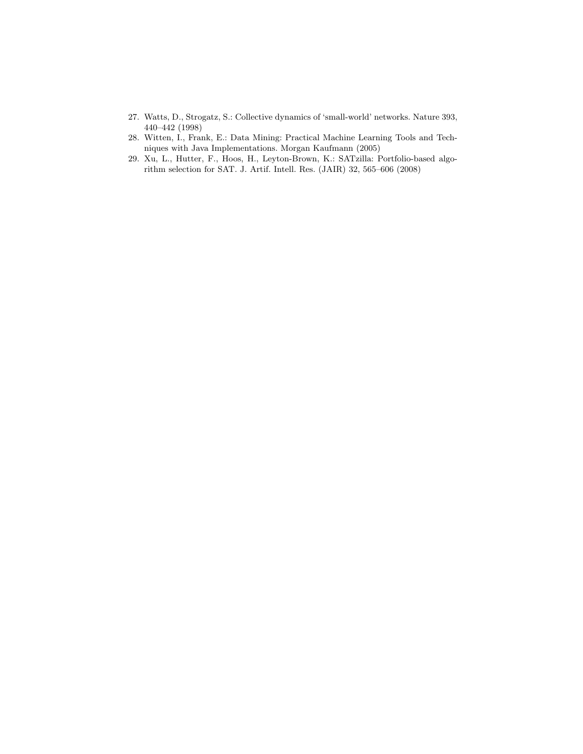27. Watts, D., Strogatz, S.: Collective dynamics of 'small-world' networks. Nature 393, 440–442 (1998)
28. Witten, I., Frank, E.: Data Mining: Practical Machine Learning Tools and Techniques with Java Implementations. Morgan Kaufmann (2005)
29. Xu, L., Hutter, F., Hoos, H., Leyton-Brown, K.: SATzilla: Portfolio-based algorithm selection for SAT. J. Artif. Intell. Res. (JAIR) 32, 565–606 (2008)